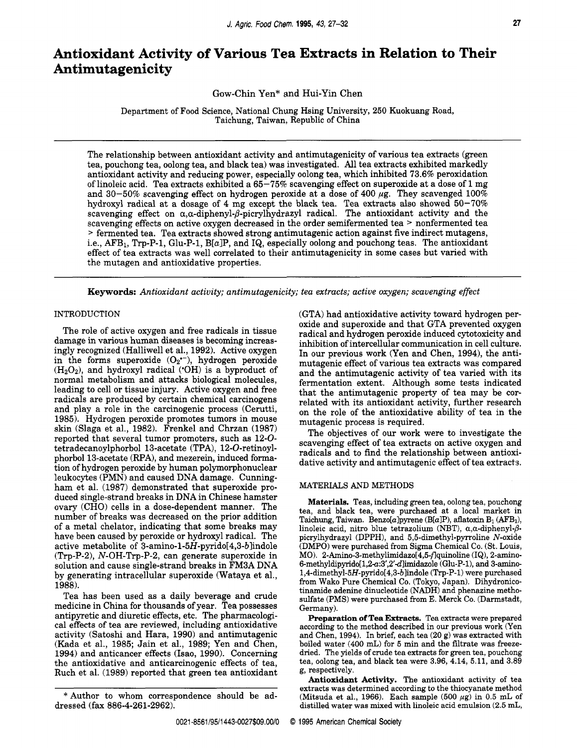# Antioxidant Activity of Various Tea Extracts in Relation to Their Antimutagenicity

Gow-Chin Yen* and Hui-Yin Chen

Department of Food Science, National Chung Hsing University, 250 Kuokuang Road, Taichung, Taiwan, Republic of China

The relationship between antioxidant activity and antimutagenicity of various tea extracts (green tea, pouchong tea, oolong tea, and black tea) was investigated. All tea extracts exhibited markedly antioxidant activity and reducing power, especially oolong tea, which inhibited 73.6% peroxidation of linoleic acid. Tea extracts exhibited a 65–75% scavenging effect on superoxide at a dose of 1 mg and 30–50% scavenging effect on hydrogen peroxide at a dose of 400 μg. They scavenged 100% hydroxyl radical at a dosage of 4 mg except the black tea. Tea extracts also showed 50–70% scavenging effect on α,α-diphenyl-β-picrylhydrazyl radical. The antioxidant activity and the scavenging effects on active oxygen decreased in the order semifermented tea > nonfermented tea > fermented tea. Tea extracts showed strong antimutagenic action against five indirect mutagens, i.e., $AFB_1$, Trp-P-1, Glu-P-1, B[*a*]P, and IQ, especially oolong and pouchong teas. The antioxidant effect of tea extracts was well correlated to their antimutagenicity in some cases but varied with the mutagen and antioxidative properties.

**Keywords:** *Antioxidant activity; antimutagenicity; tea extracts; active oxygen; scavenging effect*

## INTRODUCTION

The role of active oxygen and free radicals in tissue damage in various human diseases is becoming increasingly recognized (Halliwell et al., 1992). Active oxygen in the forms superoxide ($O_2^{\bullet-}$), hydrogen peroxide ($H_2O_2$), and hydroxyl radical ($^{\bullet}OH$) is a byproduct of normal metabolism and attacks biological molecules, leading to cell or tissue injury. Active oxygen and free radicals are produced by certain chemical carcinogens and play a role in the carcinogenic process (Cerutti, 1985). Hydrogen peroxide promotes tumors in mouse skin (Slaga et al., 1982). Frenkel and Chrzan (1987) reported that several tumor promoters, such as 12-*O*-tetradecanoylphorbol 13-acetate (TPA), 12-*O*-retinoylphorbol 13-acetate (RPA), and mezerein, induced formation of hydrogen peroxide by human polymorphonuclear leukocytes (PMN) and caused DNA damage. Cunningham et al. (1987) demonstrated that superoxide produced single-strand breaks in DNA in Chinese hamster ovary (CHO) cells in a dose-dependent manner. The number of breaks was decreased on the prior addition of a metal chelator, indicating that some breaks may have been caused by peroxide or hydroxyl radical. The active metabolite of 3-amino-1-5*H*-pyrido[4,3-*b*]indole (Trp-P-2), *N*-OH-Trp-P-2, can generate superoxide in solution and cause single-strand breaks in FM3A DNA by generating intracellular superoxide (Wataya et al., 1988).

Tea has been used as a daily beverage and crude medicine in China for thousands of year. Tea possesses antipyretic and diuretic effects, etc. The pharmacological effects of tea are reviewed, including antioxidative activity (Satoshi and Hara, 1990) and antimutagenic (Kada et al., 1985; Jain et al., 1989; Yen and Chen, 1994) and anticancer effects (Isao, 1990). Concerning the antioxidative and anticarcinogenic effects of tea, Ruch et al. (1989) reported that green tea antioxidant (GTA) had antioxidative activity toward hydrogen peroxide and superoxide and that GTA prevented oxygen radical and hydrogen peroxide induced cytotoxicity and inhibition of intercellular communication in cell culture. In our previous work (Yen and Chen, 1994), the antimutagenic effect of various tea extracts was compared and the antimutagenic activity of tea varied with its fermentation extent. Although some tests indicated that the antimutagenic property of tea may be correlated with its antioxidant activity, further research on the role of the antioxidative ability of tea in the mutagenic process is required.

The objectives of our work were to investigate the scavenging effect of tea extracts on active oxygen and radicals and to find the relationship between antioxidative activity and antimutagenic effect of tea extracts.

## MATERIALS AND METHODS

**Materials.** Teas, including green tea, oolong tea, pouchong tea, and black tea, were purchased at a local market in Taichung, Taiwan. Benzo[*a*]pyrene (B[*a*]P), aflatoxin $B_1$ ($AFB_1$), linoleic acid, nitro blue tetrazolium (NBT), α,α-diphenyl-β-picrylhydrazyl (DPPH), and 5,5-dimethyl-pyrroline *N*-oxide (DMPO) were purchased from Sigma Chemical Co. (St. Louis, MO). 2-Amino-3-methylimidazo[4,5-*f*]quinoline (IQ), 2-amino-6-methyldipyrido[1,2-*a*:3′,2′-*d*]imidazole (Glu-P-1), and 3-amino-1,4-dimethyl-5*H*-pyrido[4,3-*b*]indole (Trp-P-1) were purchased from Wako Pure Chemical Co. (Tokyo, Japan). Dihydronicotinamide adenine dinucleotide (NADH) and phenazine methosulfate (PMS) were purchased from E. Merck Co. (Darmstadt, Germany).

**Preparation of Tea Extracts.** Tea extracts were prepared according to the method described in our previous work (Yen and Chen, 1994). In brief, each tea (20 g) was extracted with boiled water (400 mL) for 5 min and the filtrate was freeze-dried. The yields of crude tea extracts for green tea, pouchong tea, oolong tea, and black tea were 3.96, 4.14, 5.11, and 3.89 g, respectively.

**Antioxidant Activity.** The antioxidant activity of tea extracts was determined according to the thiocyanate method (Mitsuda et al., 1966). Each sample (500 μg) in 0.5 mL of distilled water was mixed with linoleic acid emulsion (2.5 mL,

\* Author to whom correspondence should be addressed (fax 886-4-261-2962).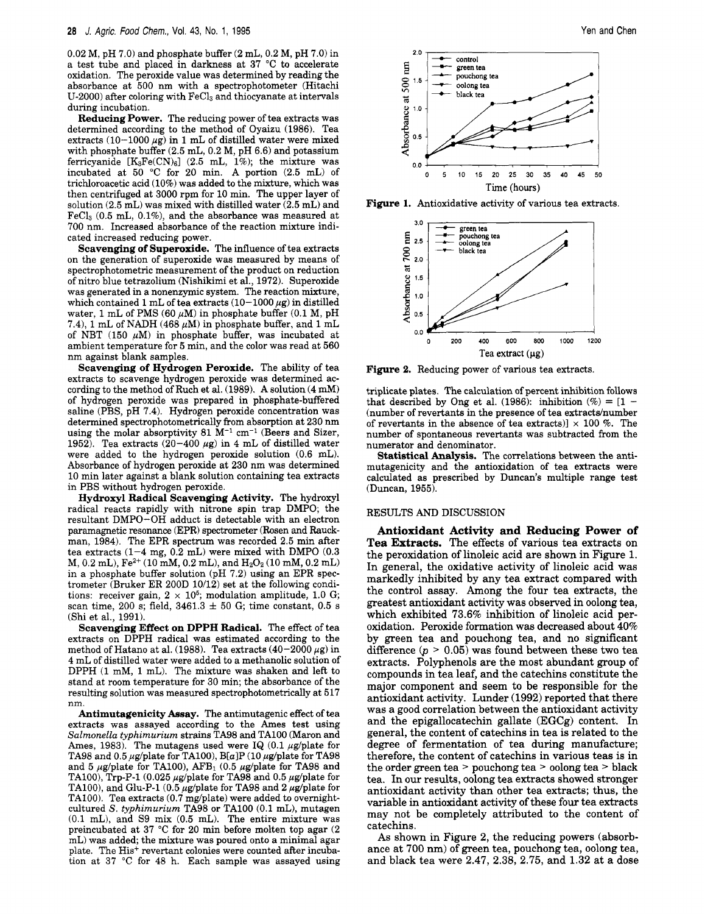0.02 M, pH 7.0) and phosphate buffer (2 mL, 0.2 M, pH 7.0) in a test tube and placed in darkness at 37 °C to accelerate oxidation. The peroxide value was determined by reading the absorbance at 500 nm with a spectrophotometer (Hitachi U-2000) after coloring with $FeCl_3$ and thiocyanate at intervals during incubation.

**Reducing Power.** The reducing power of tea extracts was determined according to the method of Oyaizu (1986). Tea extracts (10–1000 μg) in 1 mL of distilled water were mixed with phosphate buffer (2.5 mL, 0.2 M, pH 6.6) and potassium ferricyanide [$K_3Fe(CN)_6$] (2.5 mL, 1%); the mixture was incubated at 50 °C for 20 min. A portion (2.5 mL) of trichloroacetic acid (10%) was added to the mixture, which was then centrifuged at 3000 rpm for 10 min. The upper layer of solution (2.5 mL) was mixed with distilled water (2.5 mL) and $FeCl_3$ (0.5 mL, 0.1%), and the absorbance was measured at 700 nm. Increased absorbance of the reaction mixture indicated increased reducing power.

**Scavenging of Superoxide.** The influence of tea extracts on the generation of superoxide was measured by means of spectrophotometric measurement of the product on reduction of nitro blue tetrazolium (Nishikimi et al., 1972). Superoxide was generated in a nonenzymic system. The reaction mixture, which contained 1 mL of tea extracts (10–1000 μg) in distilled water, 1 mL of PMS (60 μM) in phosphate buffer (0.1 M, pH 7.4), 1 mL of NADH (468 μM) in phosphate buffer, and 1 mL of NBT (150 μM) in phosphate buffer, was incubated at ambient temperature for 5 min, and the color was read at 560 nm against blank samples.

**Scavenging of Hydrogen Peroxide.** The ability of tea extracts to scavenge hydrogen peroxide was determined according to the method of Ruch et al. (1989). A solution (4 mM) of hydrogen peroxide was prepared in phosphate-buffered saline (PBS, pH 7.4). Hydrogen peroxide concentration was determined spectrophotometrically from absorption at 230 nm using the molar absorptivity 81 $M^{-1}$ $cm^{-1}$ (Beers and Sizer, 1952). Tea extracts (20–400 μg) in 4 mL of distilled water were added to the hydrogen peroxide solution (0.6 mL). Absorbance of hydrogen peroxide at 230 nm was determined 10 min later against a blank solution containing tea extracts in PBS without hydrogen peroxide.

**Hydroxyl Radical Scavenging Activity.** The hydroxyl radical reacts rapidly with nitrone spin trap DMPO; the resultant DMPO–OH adduct is detectable with an electron paramagnetic resonance (EPR) spectrometer (Rosen and Rauckman, 1984). The EPR spectrum was recorded 2.5 min after tea extracts (1–4 mg, 0.2 mL) were mixed with DMPO (0.3 M, 0.2 mL), $Fe^{2+}$ (10 mM, 0.2 mL), and $H_2O_2$ (10 mM, 0.2 mL) in a phosphate buffer solution (pH 7.2) using an EPR spectrometer (Bruker ER 200D 10/12) set at the following conditions: receiver gain, $2 \times 10^5$; modulation amplitude, 1.0 G; scan time, 200 s; field, 3461.3 ± 50 G; time constant, 0.5 s (Shi et al., 1991).

**Scavenging Effect on DPPH Radical.** The effect of tea extracts on DPPH radical was estimated according to the method of Hatano at al. (1988). Tea extracts (40–2000 μg) in 4 mL of distilled water were added to a methanolic solution of DPPH (1 mM, 1 mL). The mixture was shaken and left to stand at room temperature for 30 min; the absorbance of the resulting solution was measured spectrophotometrically at 517 nm.

**Antimutagenicity Assay.** The antimutagenic effect of tea extracts was assayed according to the Ames test using *Salmonella typhimurium* strains TA98 and TA100 (Maron and Ames, 1983). The mutagens used were IQ (0.1 μg/plate for TA98 and 0.5 μg/plate for TA100), B[a]P (10 μg/plate for TA98 and 5 μg/plate for TA100), $AFB_1$ (0.5 μg/plate for TA98 and TA100), Trp-P-1 (0.025 μg/plate for TA98 and 0.5 μg/plate for TA100), and Glu-P-1 (0.5 μg/plate for TA98 and 2 μg/plate for TA100). Tea extracts (0.7 mg/plate) were added to overnight-cultured *S. typhimurium* TA98 or TA100 (0.1 mL), mutagen (0.1 mL), and S9 mix (0.5 mL). The entire mixture was preincubated at 37 °C for 20 min before molten top agar (2 mL) was added; the mixture was poured onto a minimal agar plate. The $His^+$ revertant colonies were counted after incubation at 37 °C for 48 h. Each sample was assayed using triplicate plates. The calculation of percent inhibition follows that described by Ong et al. (1986): inhibition (%) = [1 − (number of revertants in the presence of tea extracts/number of revertants in the absence of tea extracts)] × 100 %. The number of spontaneous revertants was subtracted from the numerator and denominator.

**Statistical Analysis.** The correlations between the antimutagenicity and the antioxidation of tea extracts were calculated as prescribed by Duncan's multiple range test (Duncan, 1955).

Figure 1. Antioxidative activity of various tea extracts.

Figure 2. Reducing power of various tea extracts.

## RESULTS AND DISCUSSION

**Antioxidant Activity and Reducing Power of Tea Extracts.** The effects of various tea extracts on the peroxidation of linoleic acid are shown in Figure 1. In general, the oxidative activity of linoleic acid was markedly inhibited by any tea extract compared with the control assay. Among the four tea extracts, the greatest antioxidant activity was observed in oolong tea, which exhibited 73.6% inhibition of linoleic acid peroxidation. Peroxide formation was decreased about 40% by green tea and pouchong tea, and no significant difference ($p > 0.05$) was found between these two tea extracts. Polyphenols are the most abundant group of compounds in tea leaf, and the catechins constitute the major component and seem to be responsible for the antioxidant activity. Lunder (1992) reported that there was a good correlation between the antioxidant activity and the epigallocatechin gallate (EGCg) content. In general, the content of catechins in tea is related to the degree of fermentation of tea during manufacture; therefore, the content of catechins in various teas is in the order green tea > pouchong tea > oolong tea > black tea. In our results, oolong tea extracts showed stronger antioxidant activity than other tea extracts; thus, the variable in antioxidant activity of these four tea extracts may not be completely attributed to the content of catechins.

As shown in Figure 2, the reducing powers (absorbance at 700 nm) of green tea, pouchong tea, oolong tea, and black tea were 2.47, 2.38, 2.75, and 1.32 at a dose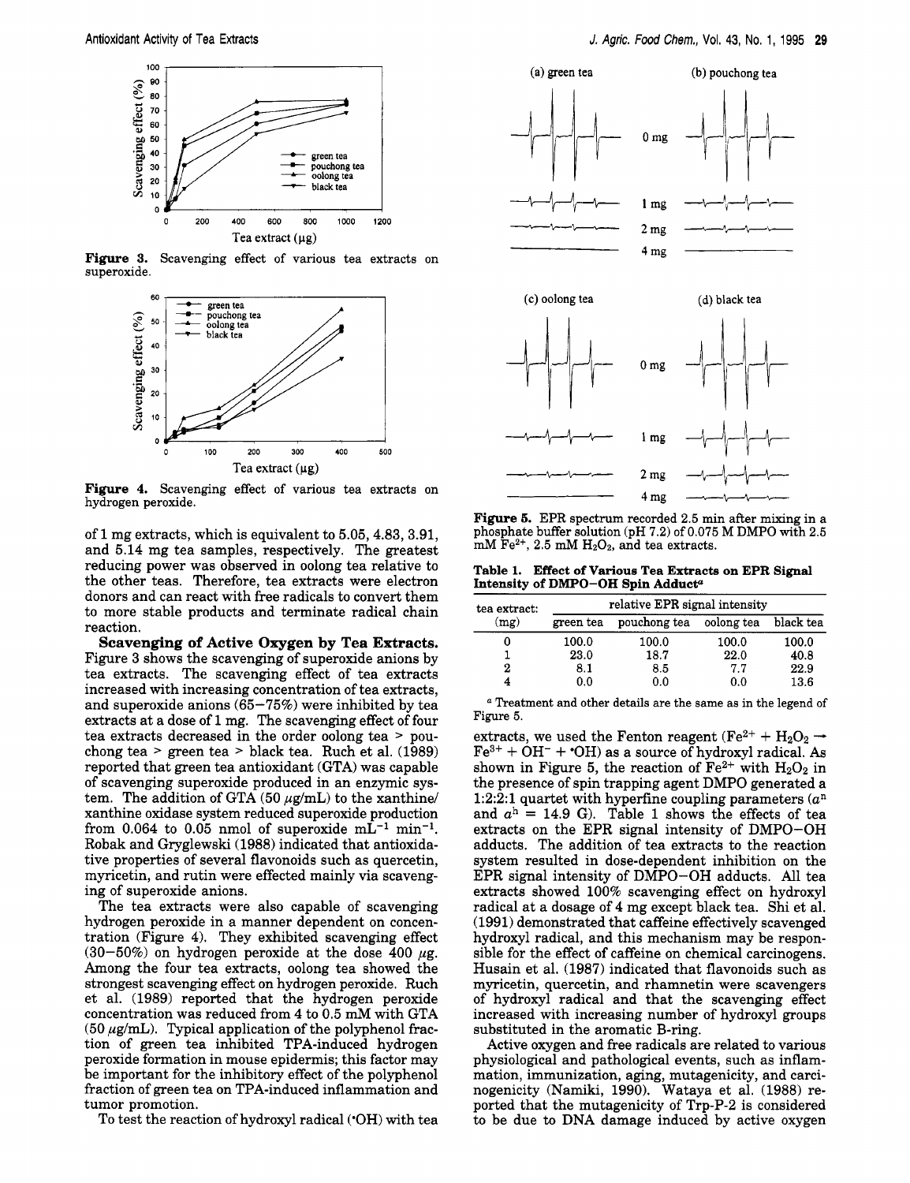Figure 3. Scavenging effect of various tea extracts on superoxide.

Figure 4. Scavenging effect of various tea extracts on hydrogen peroxide.

of 1 mg extracts, which is equivalent to 5.05, 4.83, 3.91, and 5.14 mg tea samples, respectively. The greatest reducing power was observed in oolong tea relative to the other teas. Therefore, tea extracts were electron donors and can react with free radicals to convert them to more stable products and terminate radical chain reaction.

**Scavenging of Active Oxygen by Tea Extracts.** Figure 3 shows the scavenging of superoxide anions by tea extracts. The scavenging effect of tea extracts increased with increasing concentration of tea extracts, and superoxide anions (65–75%) were inhibited by tea extracts at a dose of 1 mg. The scavenging effect of four tea extracts decreased in the order oolong tea > pouchong tea > green tea > black tea. Ruch et al. (1989) reported that green tea antioxidant (GTA) was capable of scavenging superoxide produced in an enzymic system. The addition of GTA (50 $\mu$g/mL) to the xanthine/xanthine oxidase system reduced superoxide production from 0.064 to 0.05 nmol of superoxide $mL^{-1}$ $min^{-1}$. Robak and Gryglewski (1988) indicated that antioxidative properties of several flavonoids such as quercetin, myricetin, and rutin were effected mainly via scavenging of superoxide anions.

The tea extracts were also capable of scavenging hydrogen peroxide in a manner dependent on concentration (Figure 4). They exhibited scavenging effect (30–50%) on hydrogen peroxide at the dose 400 $\mu$g. Among the four tea extracts, oolong tea showed the strongest scavenging effect on hydrogen peroxide. Ruch et al. (1989) reported that the hydrogen peroxide concentration was reduced from 4 to 0.5 mM with GTA (50 $\mu$g/mL). Typical application of the polyphenol fraction of green tea inhibited TPA-induced hydrogen peroxide formation in mouse epidermis; this factor may be important for the inhibitory effect of the polyphenol fraction of green tea on TPA-induced inflammation and tumor promotion.

To test the reaction of hydroxyl radical ($^{\bullet}OH$) with tea extracts, we used the Fenton reagent ($Fe^{2+} + H_2O_2 \rightarrow Fe^{3+} + OH^- + {}^{\bullet}OH$) as a source of hydroxyl radical. As shown in Figure 5, the reaction of $Fe^{2+}$ with $H_2O_2$ in the presence of spin trapping agent DMPO generated a 1:2:2:1 quartet with hyperfine coupling parameters ($a^n$ and $a^h$ = 14.9 G). Table 1 shows the effects of tea extracts on the EPR signal intensity of DMPO–OH adducts. The addition of tea extracts to the reaction system resulted in dose-dependent inhibition on the EPR signal intensity of DMPO–OH adducts. All tea extracts showed 100% scavenging effect on hydroxyl radical at a dosage of 4 mg except black tea. Shi et al. (1991) demonstrated that caffeine effectively scavenged hydroxyl radical, and this mechanism may be responsible for the effect of caffeine on chemical carcinogens. Husain et al. (1987) indicated that flavonoids such as myricetin, quercetin, and rhamnetin were scavengers of hydroxyl radical and that the scavenging effect increased with increasing number of hydroxyl groups substituted in the aromatic B-ring.

Active oxygen and free radicals are related to various physiological and pathological events, such as inflammation, immunization, aging, mutagenicity, and carcinogenicity (Namiki, 1990). Wataya et al. (1988) reported that the mutagenicity of Trp-P-2 is considered to be due to DNA damage induced by active oxygen

Figure 5. EPR spectrum recorded 2.5 min after mixing in a phosphate buffer solution (pH 7.2) of 0.075 M DMPO with 2.5 mM $Fe^{2+}$, 2.5 mM $H_2O_2$, and tea extracts.

**Table 1. Effect of Various Tea Extracts on EPR Signal Intensity of DMPO–OH Spin Adduct**[a]

| tea extract: (mg) | relative EPR signal intensity | | | |
|---|---|---|---|---|
| | green tea | pouchong tea | oolong tea | black tea |
| 0 | 100.0 | 100.0 | 100.0 | 100.0 |
| 1 | 23.0 | 18.7 | 22.0 | 40.8 |
| 2 | 8.1 | 8.5 | 7.7 | 22.9 |
| 4 | 0.0 | 0.0 | 0.0 | 13.6 |

[a] Treatment and other details are the same as in the legend of Figure 5.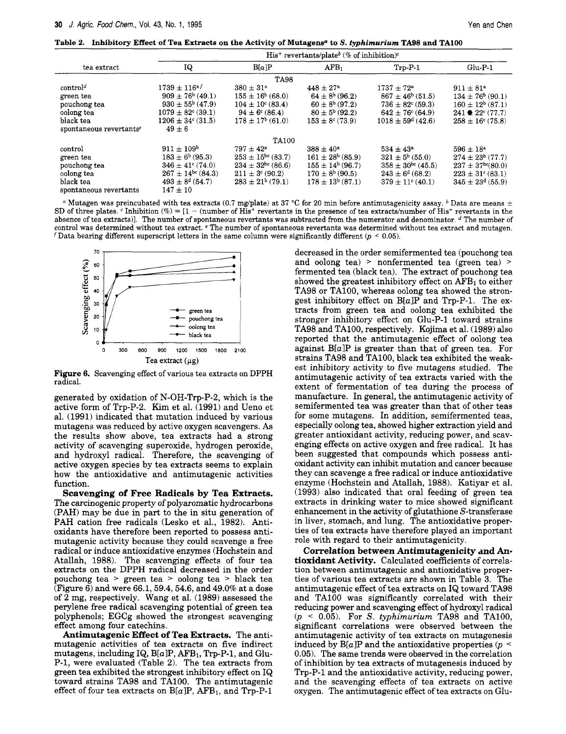**Table 2. Inhibitory Effect of Tea Extracts on the Activity of Mutagens[a] to *S. typhimurium* TA98 and TA100**

| tea extract | His⁺ revertants/plate[b] (% of inhibition)[c] | | | | |
|---|---|---|---|---|---|
| | IQ | B[a]P | $AFB_1$ | Trp-P-1 | Glu-P-1 |
| | | | TA98 | | |
| control[d] | 1739 ± 116[a,f] | 380 ± 31[a] | 448 ± 27[a] | 1737 ± 72[a] | 911 ± 81[a] |
| green tea | 909 ± 76[b] (49.1) | 155 ± 16[b] (68.0) | 64 ± 8[b] (96.2) | 867 ± 46[b] (51.5) | 134 ± 76[b] (90.1) |
| pouchong tea | 930 ± 55[b] (47.9) | 104 ± 10[c] (83.4) | 60 ± 8[b] (97.2) | 736 ± 82[c] (59.3) | 160 ± 12[b] (87.1) |
| oolong tea | 1079 ± 82[c] (39.1) | 94 ± 6[c] (86.4) | 80 ± 5[b] (92.2) | 642 ± 76[c] (64.9) | 241 ± 22[c] (77.7) |
| black tea | 1206 ± 34[c] (31.5) | 178 ± 17[b] (61.0) | 153 ± 8[c] (73.9) | 1018 ± 59[d] (42.6) | 258 ± 16[c] (75.8) |
| spontaneous revertants[e] | 49 ± 6 | | | | |
| | | | TA100 | | |
| control | 911 ± 109[b] | 797 ± 42[a] | 388 ± 40[a] | 534 ± 43[a] | 596 ± 18[a] |
| green tea | 183 ± 6[b] (95.3) | 253 ± 15[bc] (83.7) | 161 ± 28[b] (85.9) | 321 ± 5[b] (55.0) | 274 ± 23[b] (77.7) |
| pouchong tea | 346 ± 41[c] (74.0) | 234 ± 32[bc] (86.6) | 155 ± 14[b] (96.7) | 358 ± 30[bc] (45.5) | 237 ± 37[bc] (80.0) |
| oolong tea | 267 ± 14[bc] (84.3) | 211 ± 3[c] (90.2) | 170 ± 8[b] (90.5) | 243 ± 6[d] (68.2) | 223 ± 31[c] (83.1) |
| black tea | 493 ± 8[d] (54.7) | 283 ± 21[b] (79.1) | 178 ± 13[b] (87.1) | 379 ± 11[c] (40.1) | 345 ± 23[d] (55.9) |
| spontaneous revertants | 147 ± 10 | | | | |

[a] Mutagen was preincubated with tea extracts (0.7 mg/plate) at 37 °C for 20 min before antimutagenicity assay. [b] Data are means ± SD of three plates. [c] Inhibition (%) = [1 − (number of His⁺ revertants in the presence of tea extracts/number of His⁺ revertants in the absence of tea extracts)]. The number of spontaneous revertants was subtracted from the numerator and denominator. [d] The number of control was determined without tea extract. [e] The number of spontaneous revertants was determined without tea extract and mutagen. [f] Data bearing different superscript letters in the same column were significantly different ($p < 0.05$).

**Figure 6.** Scavenging effect of various tea extracts on DPPH radical.

generated by oxidation of N-OH-Trp-P-2, which is the active form of Trp-P-2. Kim et al. (1991) and Ueno et al. (1991) indicated that mutation induced by various mutagens was reduced by active oxygen scavengers. As the results show above, tea extracts had a strong activity of scavenging superoxide, hydrogen peroxide, and hydroxyl radical. Therefore, the scavenging of active oxygen species by tea extracts seems to explain how the antioxidative and antimutagenic activities function.

**Scavenging of Free Radicals by Tea Extracts.** The carcinogenic property of polyaromatic hydrocarbons (PAH) may be due in part to the in situ generation of PAH cation free radicals (Lesko et al., 1982). Antioxidants have therefore been reported to possess antimutagenic activity because they could scavenge a free radical or induce antioxidative enzymes (Hochstein and Atallah, 1988). The scavenging effects of four tea extracts on the DPPH radical decreased in the order pouchong tea > green tea > oolong tea > black tea (Figure 6) and were 66.1, 59.4, 54.6, and 49.0% at a dose of 2 mg, respectively. Wang et al. (1989) assessed the perylene free radical scavenging potential of green tea polyphenols; EGCg showed the strongest scavenging effect among four catechins.

**Antimutagenic Effect of Tea Extracts.** The antimutagenic activities of tea extracts on five indirect mutagens, including IQ, B[a]P, $AFB_1$, Trp-P-1, and Glu-P-1, were evaluated (Table 2). The tea extracts from green tea exhibited the strongest inhibitory effect on IQ toward strains TA98 and TA100. The antimutagenic effect of four tea extracts on B[a]P, $AFB_1$, and Trp-P-1 decreased in the order semifermented tea (pouchong tea and oolong tea) > nonfermented tea (green tea) > fermented tea (black tea). The extract of pouchong tea showed the greatest inhibitory effect on $AFB_1$ to either TA98 or TA100, whereas oolong tea showed the strongest inhibitory effect on B[a]P and Trp-P-1. The extracts from green tea and oolong tea exhibited the stronger inhibitory effect on Glu-P-1 toward strains TA98 and TA100, respectively. Kojima et al. (1989) also reported that the antimutagenic effect of oolong tea against B[a]P is greater than that of green tea. For strains TA98 and TA100, black tea exhibited the weakest inhibitory activity to five mutagens studied. The antimutagenic activity of tea extracts varied with the extent of fermentation of tea during the process of manufacture. In general, the antimutagenic activity of semifermented tea was greater than that of other teas for some mutagens. In addition, semifermented teas, especially oolong tea, showed higher extraction yield and greater antioxidant activity, reducing power, and scavenging effects on active oxygen and free radical. It has been suggested that compounds which possess antioxidant activity can inhibit mutation and cancer because they can scavenge a free radical or induce antioxidative enzyme (Hochstein and Atallah, 1988). Katiyar et al. (1993) also indicated that oral feeding of green tea extracts in drinking water to mice showed significant enhancement in the activity of glutathione *S*-transferase in liver, stomach, and lung. The antioxidative properties of tea extracts have therefore played an important role with regard to their antimutagenicity.

**Correlation between Antimutagenicity and Antioxidant Activity.** Calculated coefficients of correlation between antimutagenic and antioxidative properties of various tea extracts are shown in Table 3. The antimutagenic effect of tea extracts on IQ toward TA98 and TA100 was significantly correlated with their reducing power and scavenging effect of hydroxyl radical ($p < 0.05$). For *S. typhimurium* TA98 and TA100, significant correlations were observed between the antimutagenic activity of tea extracts on mutagenesis induced by B[a]P and the antioxidative properties ($p < 0.05$). The same trends were observed in the correlation of inhibition by tea extracts of mutagenesis induced by Trp-P-1 and the antioxidative activity, reducing power, and the scavenging effects of tea extracts on active oxygen. The antimutagenic effect of tea extracts on Glu-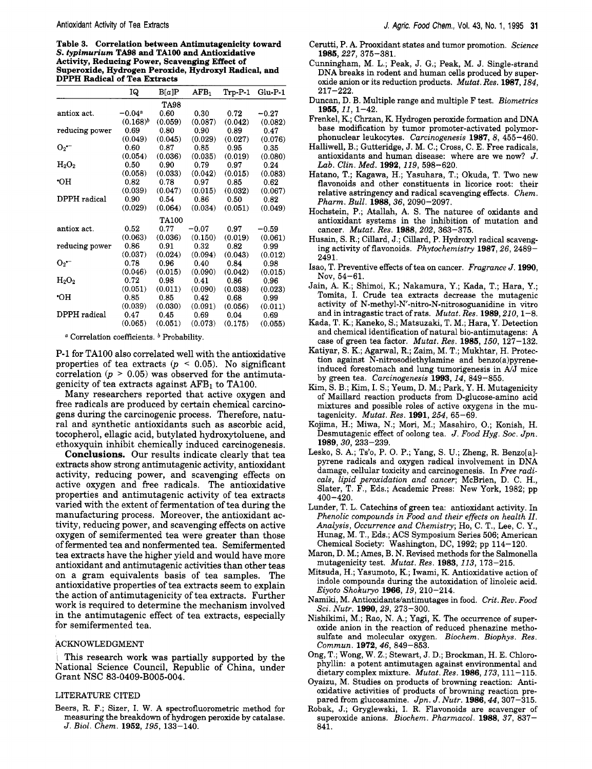**Table 3. Correlation between Antimutagenicity toward *S. typimurium* TA98 and TA100 and Antioxidative Activity, Reducing Power, Scavenging Effect of Superoxide, Hydrogen Peroxide, Hydroxyl Radical, and DPPH Radical of Tea Extracts**

| | IQ | B[a]P | $AFB_1$ | Trp-P-1 | Glu-P-1 |
|---|---|---|---|---|---|
| | | TA98 | | | |
| antiox act. | −0.04[a] | 0.60 | 0.30 | 0.72 | −0.27 |
| | (0.168)[b] | (0.059) | (0.087) | (0.042) | (0.082) |
| reducing power | 0.69 | 0.80 | 0.90 | 0.89 | 0.47 |
| | (0.049) | (0.045) | (0.029) | (0.027) | (0.076) |
| $O_2^{\bullet-}$ | 0.60 | 0.87 | 0.85 | 0.95 | 0.35 |
| | (0.054) | (0.036) | (0.035) | (0.019) | (0.080) |
| $H_2O_2$ | 0.50 | 0.90 | 0.79 | 0.97 | 0.24 |
| | (0.058) | (0.033) | (0.042) | (0.015) | (0.083) |
| •OH | 0.82 | 0.78 | 0.97 | 0.85 | 0.62 |
| | (0.039) | (0.047) | (0.015) | (0.032) | (0.067) |
| DPPH radical | 0.90 | 0.54 | 0.86 | 0.50 | 0.82 |
| | (0.029) | (0.064) | (0.034) | (0.051) | (0.049) |
| | | TA100 | | | |
| antiox act. | 0.52 | 0.77 | −0.07 | 0.97 | −0.59 |
| | (0.063) | (0.036) | (0.150) | (0.019) | (0.061) |
| reducing power | 0.86 | 0.91 | 0.32 | 0.82 | 0.99 |
| | (0.037) | (0.024) | (0.094) | (0.043) | (0.012) |
| $O_2^{\bullet-}$ | 0.78 | 0.96 | 0.40 | 0.84 | 0.98 |
| | (0.046) | (0.015) | (0.090) | (0.042) | (0.015) |
| $H_2O_2$ | 0.72 | 0.98 | 0.41 | 0.86 | 0.96 |
| | (0.051) | (0.011) | (0.090) | (0.038) | (0.023) |
| •OH | 0.85 | 0.85 | 0.42 | 0.68 | 0.99 |
| | (0.039) | (0.030) | (0.091) | (0.056) | (0.011) |
| DPPH radical | 0.47 | 0.45 | 0.69 | 0.04 | 0.69 |
| | (0.065) | (0.051) | (0.073) | (0.175) | (0.055) |

[a] Correlation coefficients. [b] Probability.

P-1 for TA100 also correlated well with the antioxidative properties of tea extracts ($p < 0.05$). No significant correlation ($p > 0.05$) was observed for the antimutagenicity of tea extracts against $AFB_1$ to TA100.

Many researchers reported that active oxygen and free radicals are produced by certain chemical carcinogens during the carcinogenic process. Therefore, natural and synthetic antioxidants such as ascorbic acid, tocopherol, ellagic acid, butylated hydroxytoluene, and ethoxyquin inhibit chemically induced carcinogenesis.

**Conclusions.** Our results indicate clearly that tea extracts show strong antimutagenic activity, antioxidant activity, reducing power, and scavenging effects on active oxygen and free radicals. The antioxidative properties and antimutagenic activity of tea extracts varied with the extent of fermentation of tea during the manufacturing process. Moreover, the antioxidant activity, reducing power, and scavenging effects on active oxygen of semifermented tea were greater than those of fermented tea and nonfermented tea. Semifermented tea extracts have the higher yield and would have more antioxidant and antimutagenic activities than other teas on a gram equivalents basis of tea samples. The antioxidative properties of tea extracts seem to explain the action of antimutagenicity of tea extracts. Further work is required to determine the mechanism involved in the antimutagenic effect of tea extracts, especially for semifermented tea.

## ACKNOWLEDGMENT

This research work was partially supported by the National Science Council, Republic of China, under Grant NSC 83-0409-B005-004.

## LITERATURE CITED

Beers, R. F.; Sizer, I. W. A spectrofluorometric method for measuring the breakdown of hydrogen peroxide by catalase. *J. Biol. Chem.* **1952**, *195*, 133–140.

Cerutti, P. A. Prooxidant states and tumor promotion. *Science* **1985**, *227*, 375–381.

Cunningham, M. L.; Peak, J. G.; Peak, M. J. Single-strand DNA breaks in rodent and human cells produced by superoxide anion or its reduction products. *Mutat. Res.* **1987**, *184*, 217–222.

Duncan, D. B. Multiple range and multiple F test. *Biometrics* **1955**, *11*, 1–42.

Frenkel, K.; Chrzan, K. Hydrogen peroxide formation and DNA base modification by tumor promoter-activated polymorphonuclear leukocytes. *Carcinogenesis* **1987**, *8*, 455–460.

Halliwell, B.; Gutteridge, J. M. C.; Cross, C. E. Free radicals, antioxidants and human disease: where are we now? *J. Lab. Clin. Med.* **1992**, *119*, 598–620.

Hatano, T.; Kagawa, H.; Yasuhara, T.; Okuda, T. Two new flavonoids and other constituents in licorice root: their relative astringency and radical scavenging effects. *Chem. Pharm. Bull.* **1988**, *36*, 2090–2097.

Hochstein, P.; Atallah, A. S. The naturee of oxidants and antioxidant systems in the inhibition of mutation and cancer. *Mutat. Res.* **1988**, *202*, 363–375.

Husain, S. R.; Cillard, J.; Cillard, P. Hydroxyl radical scavenging activity of flavonoids. *Phytochemistry* **1987**, *26*, 2489–2491.

Isao, T. Preventive effects of tea on cancer. *Fragrance J.* **1990**, Nov, 54–61.

Jain, A. K.; Shimoi, K.; Nakamura, Y.; Kada, T.; Hara, Y.; Tomita, I. Crude tea extracts decrease the mutagenic activity of N-methyl-N′-nitro-N-nitrosoguanidine in vitro and in intragastic tract of rats. *Mutat. Res.* **1989**, *210*, 1–8.

Kada, T. K.; Kaneko, S.; Matsuzaki, T. M.; Hara, Y. Detection and chemical identification of natural bio-antimutagens: A case of green tea factor. *Mutat. Res.* **1985**, *150*, 127–132.

Katiyar, S. K.; Agarwal, R.; Zaim, M. T.; Mukhtar, H. Protection against N-nitrosodiethylamine and benzo(a)pyrene-induced forestomach and lung tumorigenesis in A/J mice by green tea. *Carcinogenesis* **1993**, *14*, 849–855.

Kim, S. B.; Kim, I. S.; Yeum, D. M.; Park, Y. H. Mutagenicity of Maillard reaction products from D-glucose-amino acid mixtures and possible roles of active oxygens in the mutagenicity. *Mutat. Res.* **1991**, *254*, 65–69.

Kojima, H.; Miwa, N.; Mori, M.; Masahiro, O.; Konish, H. Desmutagenic effect of oolong tea. *J. Food Hyg. Soc. Jpn.* **1989**, *30*, 233–239.

Lesko, S. A.; Ts'o, P. O. P.; Yang, S. U.; Zheng, R. Benzo[a]pyrene radicals and oxygen radical involvement in DNA damage, cellular toxicity and carcinogenesis. In *Free radicals, lipid peroxidation and cancer*; McBrien, D. C. H., Slater, T. F., Eds.; Academic Press: New York, 1982; pp 400–420.

Lunder, T. L. Catechins of green tea: antioxidant activity. In *Phenolic compounds in Food and their effects on health II. Analysis, Occurrence and Chemistry*; Ho, C. T., Lee, C. Y., Hunag, M. T., Eds.; ACS Symposium Series 506; American Chemical Society: Washington, DC, 1992; pp 114–120.

Maron, D. M.; Ames, B. N. Revised methods for the Salmonella mutagenicity test. *Mutat. Res.* **1983**, *113*, 173–215.

Mitsuda, H.; Yasumoto, K.; Iwami, K. Antioxidative action of indole compounds during the autoxidation of linoleic acid. *Eiyoto Shokuryo* **1966**, *19*, 210–214.

Namiki, M. Antioxidants/antimutages in food. *Crit. Rev. Food Sci. Nutr.* **1990**, *29*, 273–300.

Nishikimi, M.; Rao, N. A.; Yagi, K. The occurrence of superoxide anion in the reaction of reduced phenazine methosulfate and molecular oxygen. *Biochem. Biophys. Res. Commun.* **1972**, *46*, 849–853.

Ong, T.; Wong, W. Z.; Stewart, J. D.; Brockman, H. E. Chlorophyllin: a potent antimutagen against environmental and dietary complex mixture. *Mutat. Res.* **1986**, *173*, 111–115.

Oyaizu, M. Studies on products of browning reaction: Antioxidative activities of products of browning reaction prepared from glucosamine. *Jpn. J. Nutr.* **1986**, *44*, 307–315.

Robak, J.; Gryglewski, I. R. Flavonoids are scavenger of superoxide anions. *Biochem. Pharmacol.* **1988**, *37*, 837–841.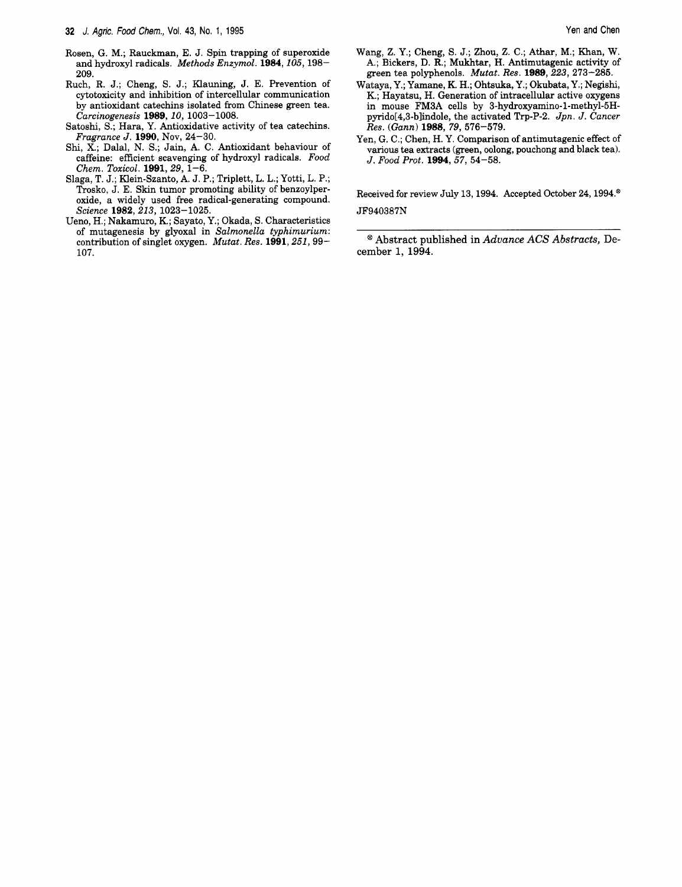Rosen, G. M.; Rauckman, E. J. Spin trapping of superoxide and hydroxyl radicals. *Methods Enzymol.* **1984**, *105*, 198–209.

Ruch, R. J.; Cheng, S. J.; Klauning, J. E. Prevention of cytotoxicity and inhibition of intercellular communication by antioxidant catechins isolated from Chinese green tea. *Carcinogenesis* **1989**, *10*, 1003–1008.

Satoshi, S.; Hara, Y. Antioxidative activity of tea catechins. *Fragrance J.* **1990**, Nov, 24–30.

Shi, X.; Dalal, N. S.; Jain, A. C. Antioxidant behaviour of caffeine: efficient scavenging of hydroxyl radicals. *Food Chem. Toxicol.* **1991**, *29*, 1–6.

Slaga, T. J.; Klein-Szanto, A. J. P.; Triplett, L. L.; Yotti, L. P.; Trosko, J. E. Skin tumor promoting ability of benzoylperoxide, a widely used free radical-generating compound. *Science* **1982**, *213*, 1023–1025.

Ueno, H.; Nakamuro, K.; Sayato, Y.; Okada, S. Characteristics of mutagenesis by glyoxal in *Salmonella typhimurium*: contribution of singlet oxygen. *Mutat. Res.* **1991**, *251*, 99–107.

Wang, Z. Y.; Cheng, S. J.; Zhou, Z. C.; Athar, M.; Khan, W. A.; Bickers, D. R.; Mukhtar, H. Antimutagenic activity of green tea polyphenols. *Mutat. Res.* **1989**, *223*, 273–285.

Wataya, Y.; Yamane, K. H.; Ohtsuka, Y.; Okubata, Y.; Negishi, K.; Hayatsu, H. Generation of intracellular active oxygens in mouse FM3A cells by 3-hydroxyamino-1-methyl-5H-pyrido[4,3-b]indole, the activated Trp-P-2. *Jpn. J. Cancer Res. (Gann)* **1988**, *79*, 576–579.

Yen, G. C.; Chen, H. Y. Comparison of antimutagenic effect of various tea extracts (green, oolong, pouchong and black tea). *J. Food Prot.* **1994**, *57*, 54–58.

Received for review July 13, 1994. Accepted October 24, 1994.[⊗]

JF940387N

---

[⊗] Abstract published in *Advance ACS Abstracts*, December 1, 1994.